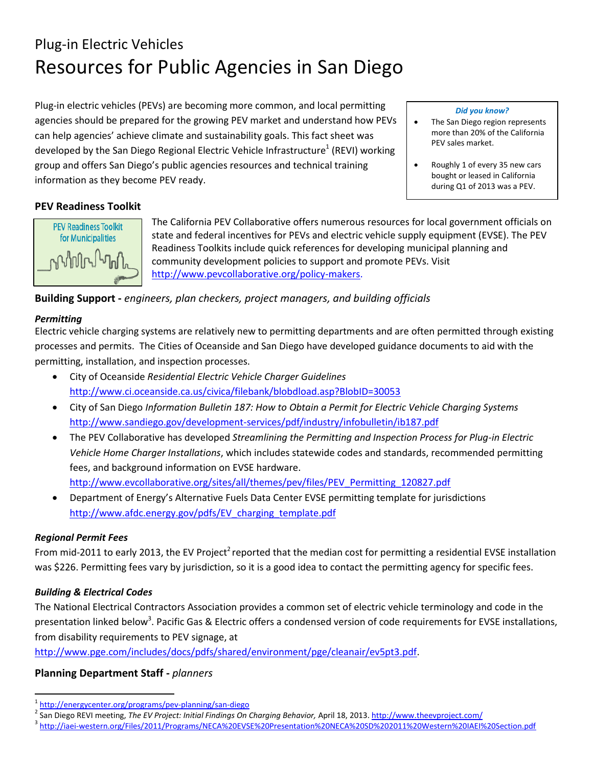# Plug-in Electric Vehicles

# Resources for Public Agencies in San Diego

Plug-in electric vehicles (PEVs) are becoming more common, and local permitting agencies should be prepared for the growing PEV market and understand how PEVs can help agencies' achieve climate and sustainability goals. This fact sheet was developed by the San Diego Regional Electric Vehicle Infrastructure[1] (REVI) working group and offers San Diego's public agencies resources and technical training information as they become PEV ready.

> ***Did you know?***
>
> - The San Diego region represents more than 20% of the California PEV sales market.
> - Roughly 1 of every 35 new cars bought or leased in California during Q1 of 2013 was a PEV.

## PEV Readiness Toolkit

PEV Readiness Toolkit for Municipalities

The California PEV Collaborative offers numerous resources for local government officials on state and federal incentives for PEVs and electric vehicle supply equipment (EVSE). The PEV Readiness Toolkits include quick references for developing municipal planning and community development policies to support and promote PEVs. Visit http://www.pevcollaborative.org/policy-makers.

## Building Support - *engineers, plan checkers, project managers, and building officials*

### *Permitting*

Electric vehicle charging systems are relatively new to permitting departments and are often permitted through existing processes and permits. The Cities of Oceanside and San Diego have developed guidance documents to aid with the permitting, installation, and inspection processes.

- City of Oceanside *Residential Electric Vehicle Charger Guidelines* http://www.ci.oceanside.ca.us/civica/filebank/blobdload.asp?BlobID=30053
- City of San Diego *Information Bulletin 187: How to Obtain a Permit for Electric Vehicle Charging Systems* http://www.sandiego.gov/development-services/pdf/industry/infobulletin/ib187.pdf
- The PEV Collaborative has developed *Streamlining the Permitting and Inspection Process for Plug-in Electric Vehicle Home Charger Installations*, which includes statewide codes and standards, recommended permitting fees, and background information on EVSE hardware. http://www.evcollaborative.org/sites/all/themes/pev/files/PEV_Permitting_120827.pdf
- Department of Energy's Alternative Fuels Data Center EVSE permitting template for jurisdictions http://www.afdc.energy.gov/pdfs/EV_charging_template.pdf

### *Regional Permit Fees*

From mid-2011 to early 2013, the EV Project[2] reported that the median cost for permitting a residential EVSE installation was $226. Permitting fees vary by jurisdiction, so it is a good idea to contact the permitting agency for specific fees.

### *Building & Electrical Codes*

The National Electrical Contractors Association provides a common set of electric vehicle terminology and code in the presentation linked below[3]. Pacific Gas & Electric offers a condensed version of code requirements for EVSE installations, from disability requirements to PEV signage, at http://www.pge.com/includes/docs/pdfs/shared/environment/pge/cleanair/ev5pt3.pdf.

## Planning Department Staff - *planners*

---

[1] http://energycenter.org/programs/pev-planning/san-diego

[2] San Diego REVI meeting, *The EV Project: Initial Findings On Charging Behavior,* April 18, 2013. http://www.theevproject.com/

[3] http://iaei-western.org/Files/2011/Programs/NECA%20EVSE%20Presentation%20NECA%20SD%202011%20Western%20IAEI%20Section.pdf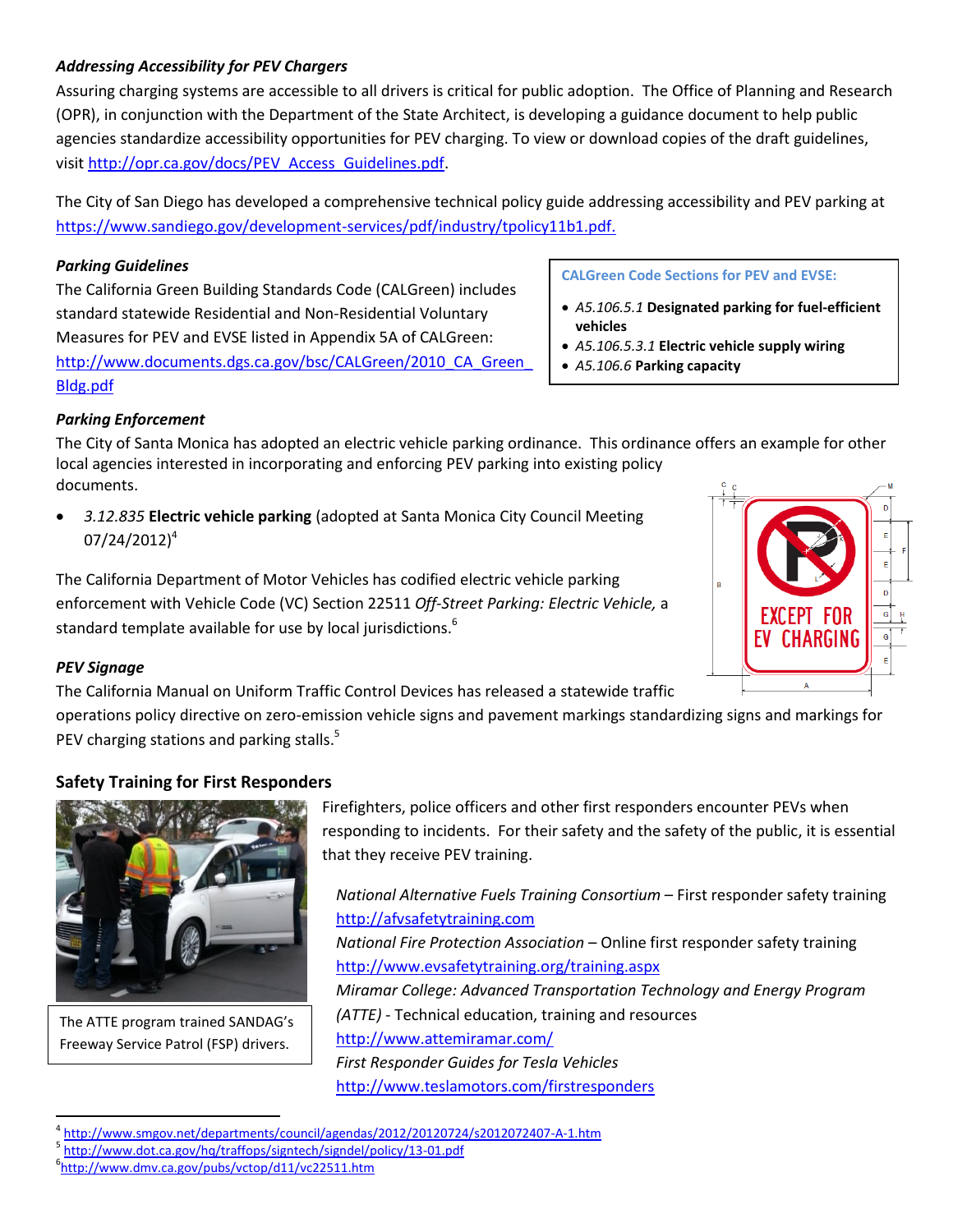### *Addressing Accessibility for PEV Chargers*

Assuring charging systems are accessible to all drivers is critical for public adoption. The Office of Planning and Research (OPR), in conjunction with the Department of the State Architect, is developing a guidance document to help public agencies standardize accessibility opportunities for PEV charging. To view or download copies of the draft guidelines, visit http://opr.ca.gov/docs/PEV_Access_Guidelines.pdf.

The City of San Diego has developed a comprehensive technical policy guide addressing accessibility and PEV parking at https://www.sandiego.gov/development-services/pdf/industry/tpolicy11b1.pdf.

### *Parking Guidelines*

The California Green Building Standards Code (CALGreen) includes standard statewide Residential and Non-Residential Voluntary Measures for PEV and EVSE listed in Appendix 5A of CALGreen: http://www.documents.dgs.ca.gov/bsc/CALGreen/2010_CA_Green_Bldg.pdf

**CALGreen Code Sections for PEV and EVSE:**

- *A5.106.5.1* **Designated parking for fuel-efficient vehicles**
- *A5.106.5.3.1* **Electric vehicle supply wiring**
- *A5.106.6* **Parking capacity**

### *Parking Enforcement*

The City of Santa Monica has adopted an electric vehicle parking ordinance. This ordinance offers an example for other local agencies interested in incorporating and enforcing PEV parking into existing policy documents.

- *3.12.835* **Electric vehicle parking** (adopted at Santa Monica City Council Meeting 07/24/2012)[4]

The California Department of Motor Vehicles has codified electric vehicle parking enforcement with Vehicle Code (VC) Section 22511 *Off-Street Parking: Electric Vehicle,* a standard template available for use by local jurisdictions.[6]

EXCEPT FOR
EV CHARGING

### *PEV Signage*

The California Manual on Uniform Traffic Control Devices has released a statewide traffic operations policy directive on zero-emission vehicle signs and pavement markings standardizing signs and markings for PEV charging stations and parking stalls.[5]

## Safety Training for First Responders

The ATTE program trained SANDAG's Freeway Service Patrol (FSP) drivers.

Firefighters, police officers and other first responders encounter PEVs when responding to incidents. For their safety and the safety of the public, it is essential that they receive PEV training.

*National Alternative Fuels Training Consortium* – First responder safety training
http://afvsafetytraining.com

*National Fire Protection Association* – Online first responder safety training
http://www.evsafetytraining.org/training.aspx

*Miramar College: Advanced Transportation Technology and Energy Program (ATTE)* - Technical education, training and resources
http://www.attemiramar.com/

*First Responder Guides for Tesla Vehicles*
http://www.teslamotors.com/firstresponders

---

[4] http://www.smgov.net/departments/council/agendas/2012/20120724/s2012072407-A-1.htm
[5] http://www.dot.ca.gov/hq/traffops/signtech/signdel/policy/13-01.pdf
[6] http://www.dmv.ca.gov/pubs/vctop/d11/vc22511.htm